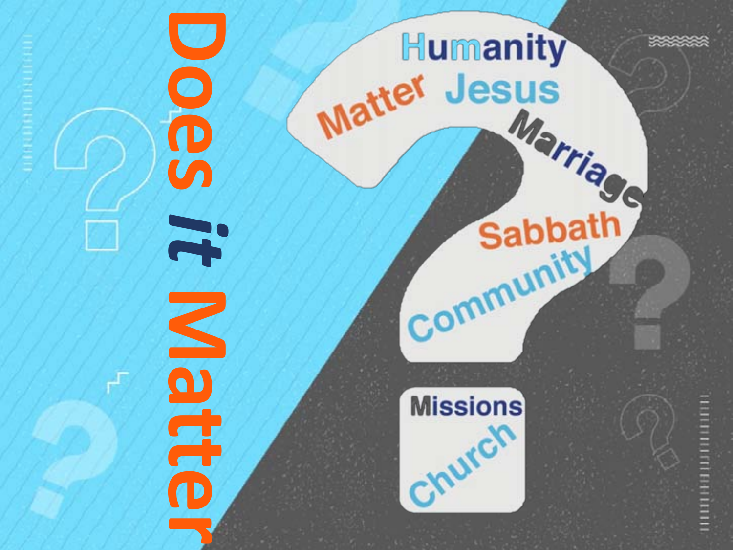# Does *it* Matter

Humanity

Matter

Jesus

Marriage

Sabbath

Community

Missions

Church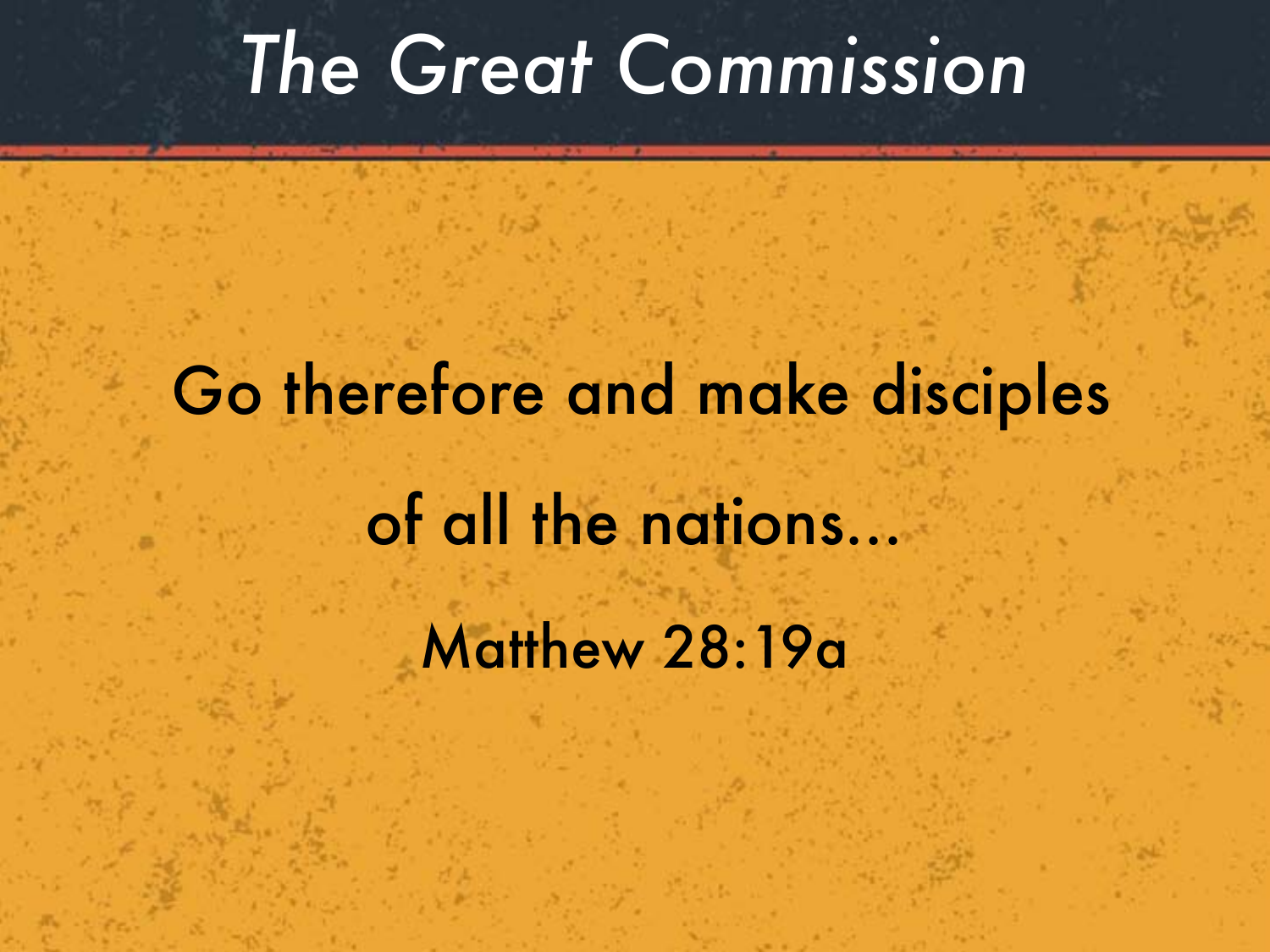# The Great Commission

Go therefore and make disciples of all the nations...

Matthew 28:19a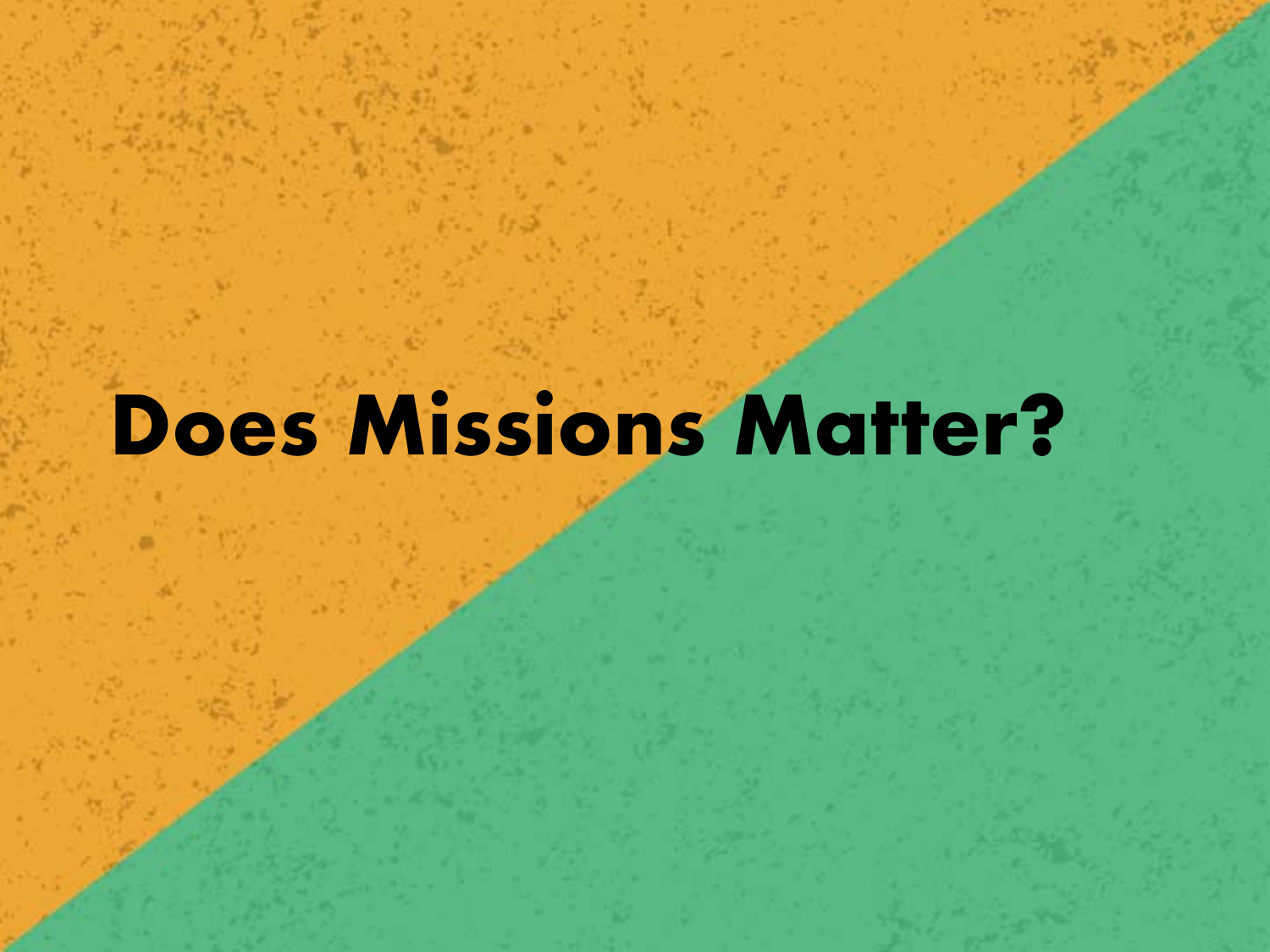# Does Missions Matter?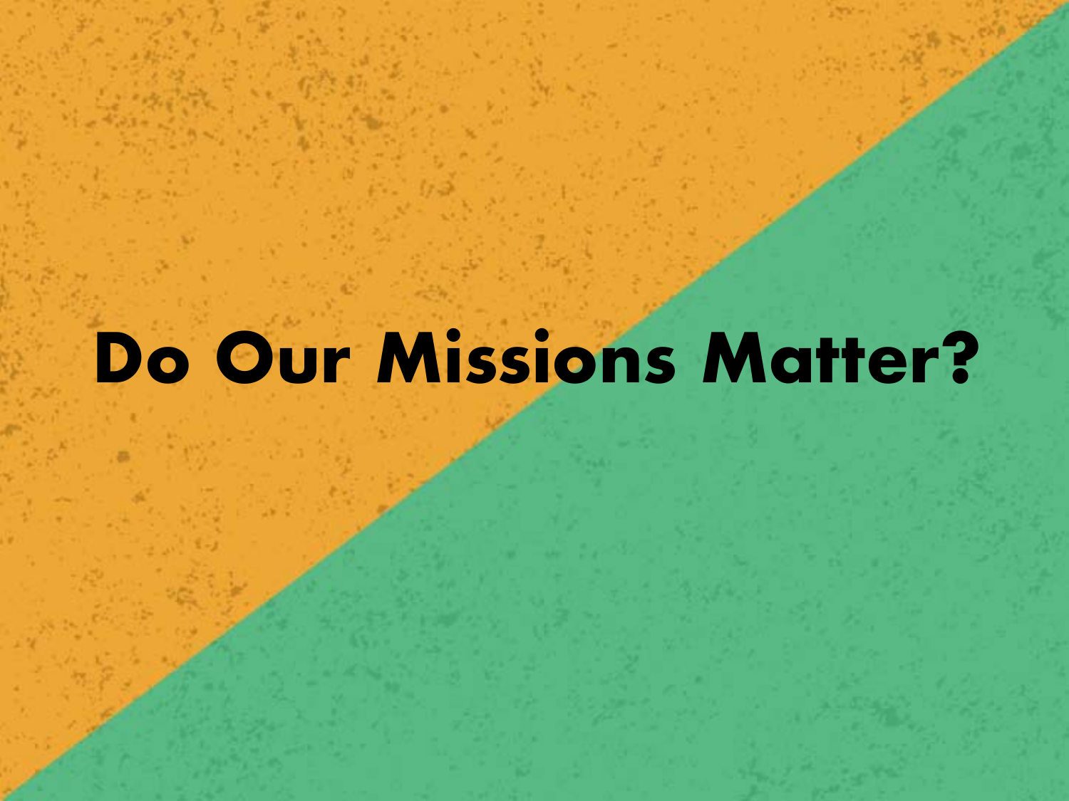# Do Our Missions Matter?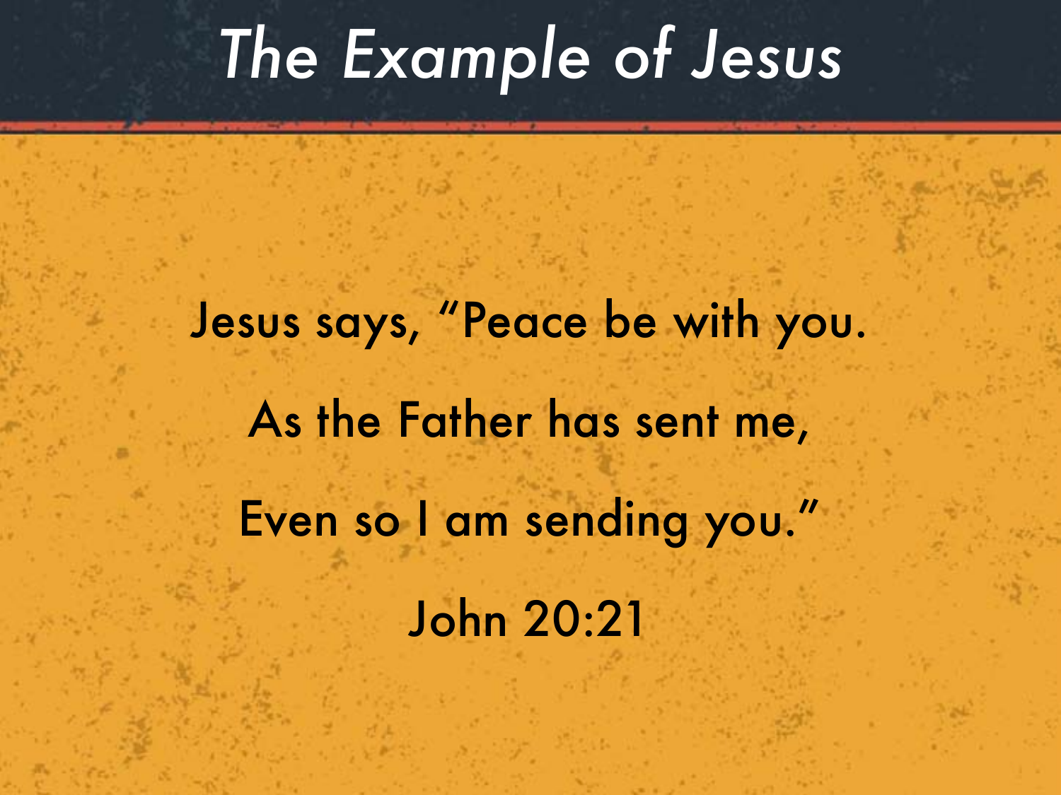# *The Example of Jesus*

Jesus says, “Peace be with you.

As the Father has sent me,

Even so I am sending you.”

John 20:21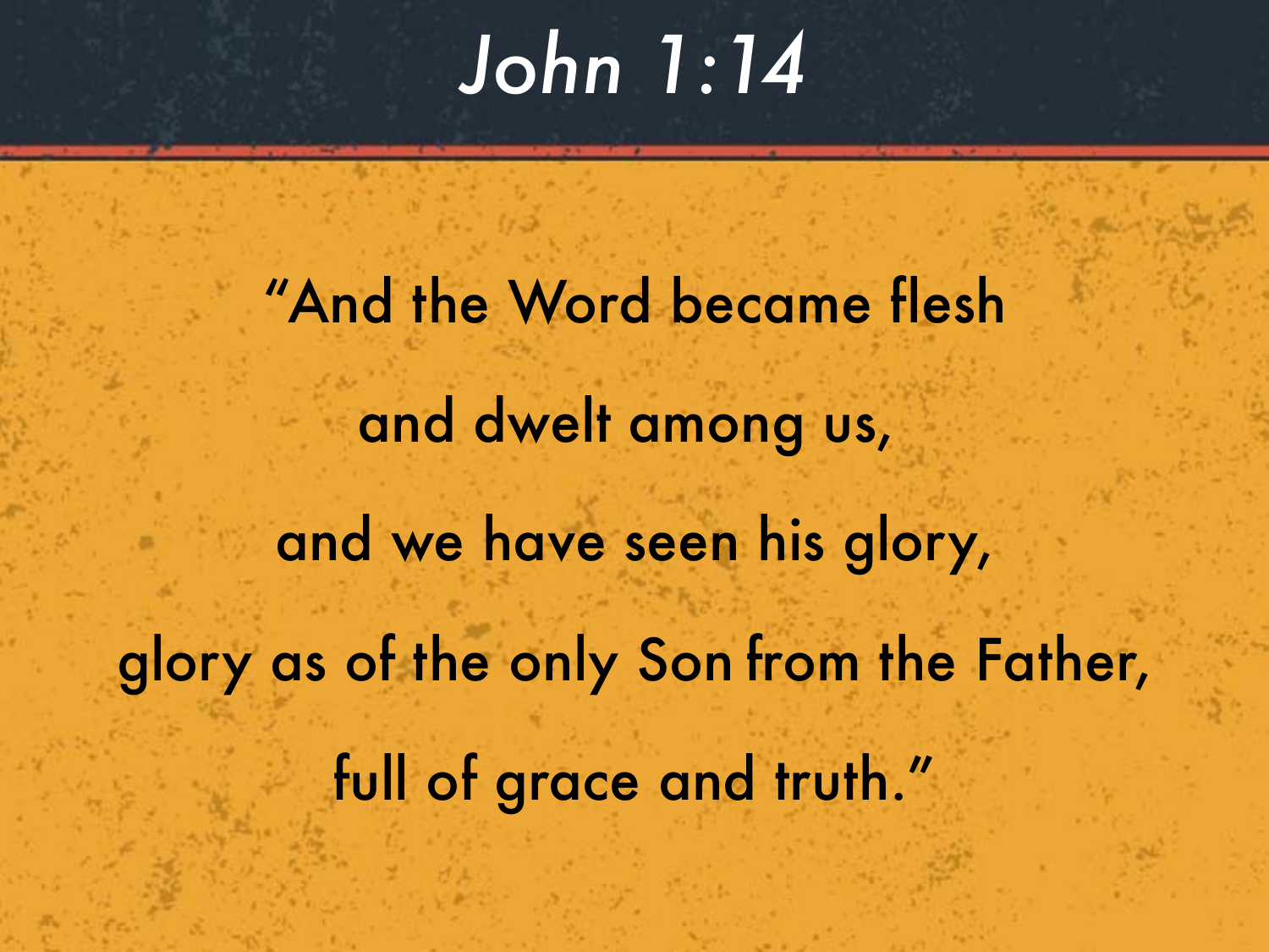# *John 1:14*

"And the Word became flesh

and dwelt among us,

and we have seen his glory,

glory as of the only Son from the Father,

full of grace and truth."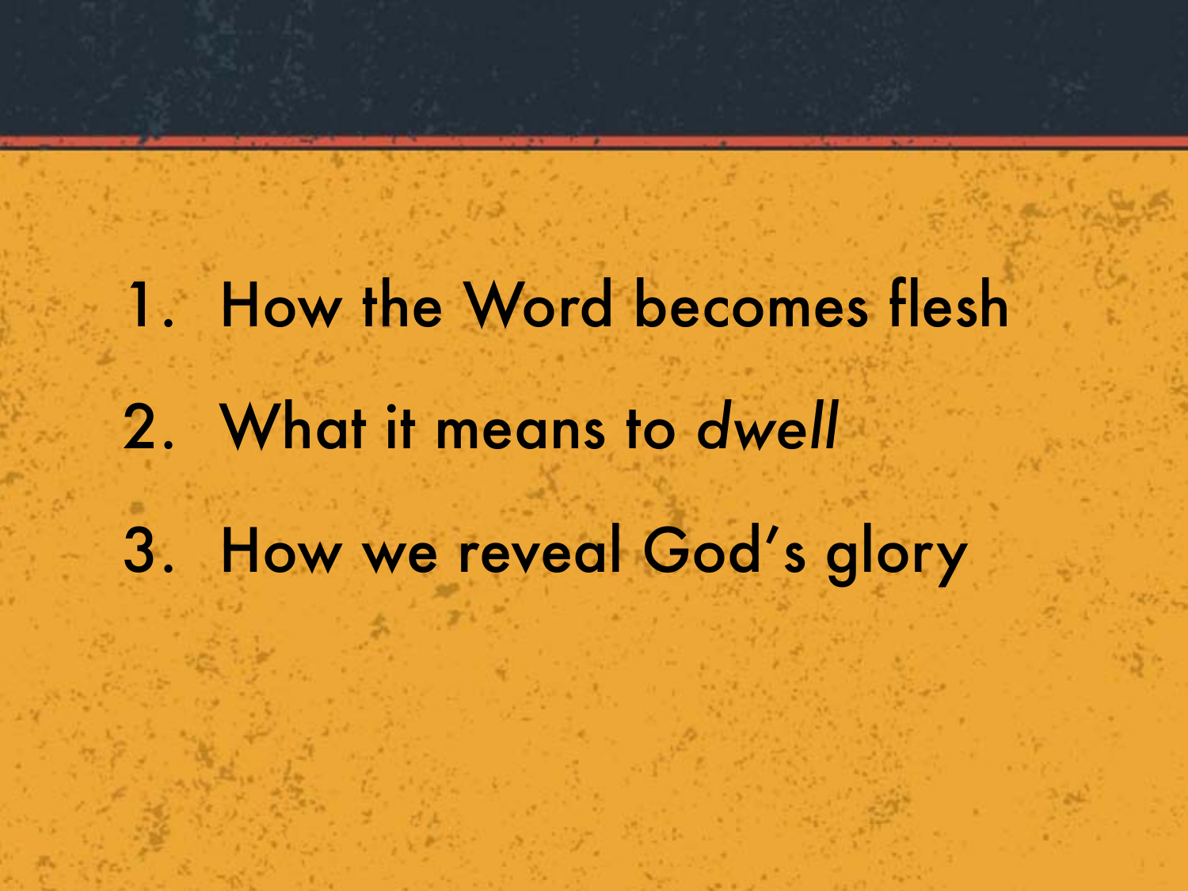1. How the Word becomes flesh
2. What it means to *dwell*
3. How we reveal God's glory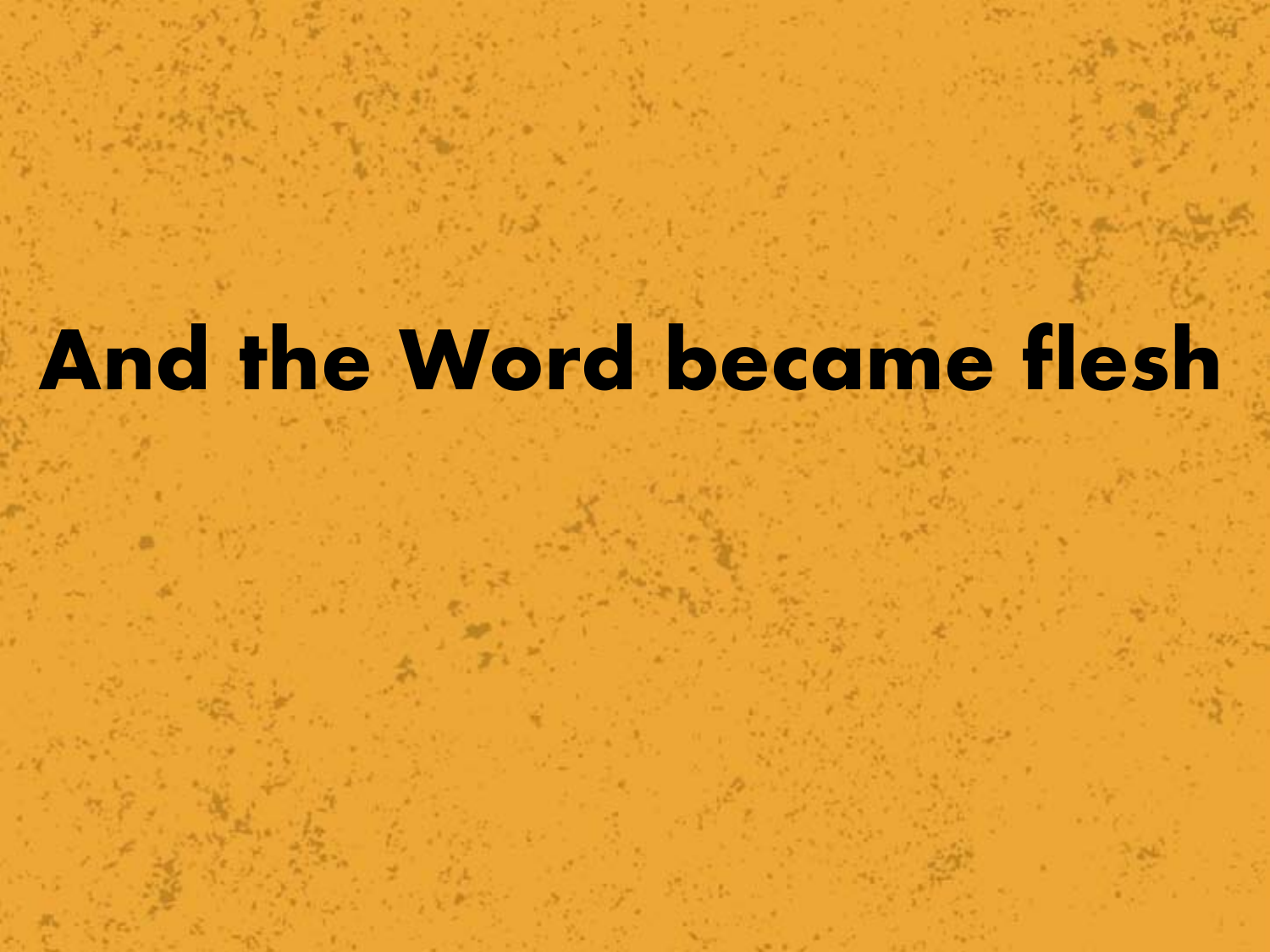# And the Word became flesh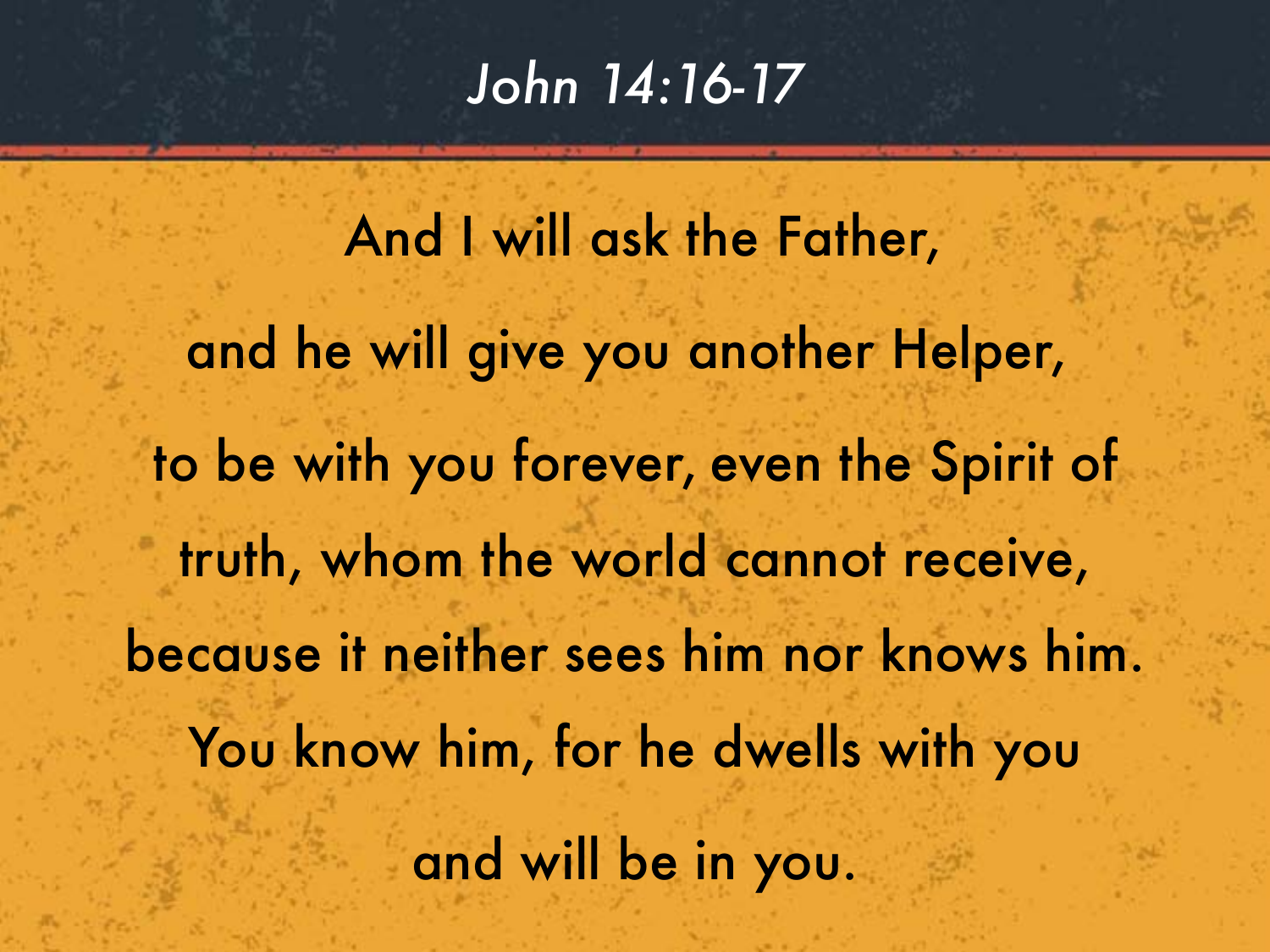# John 14:16-17

And I will ask the Father,

and he will give you another Helper,

to be with you forever, even the Spirit of truth, whom the world cannot receive, because it neither sees him nor knows him. You know him, for he dwells with you and will be in you.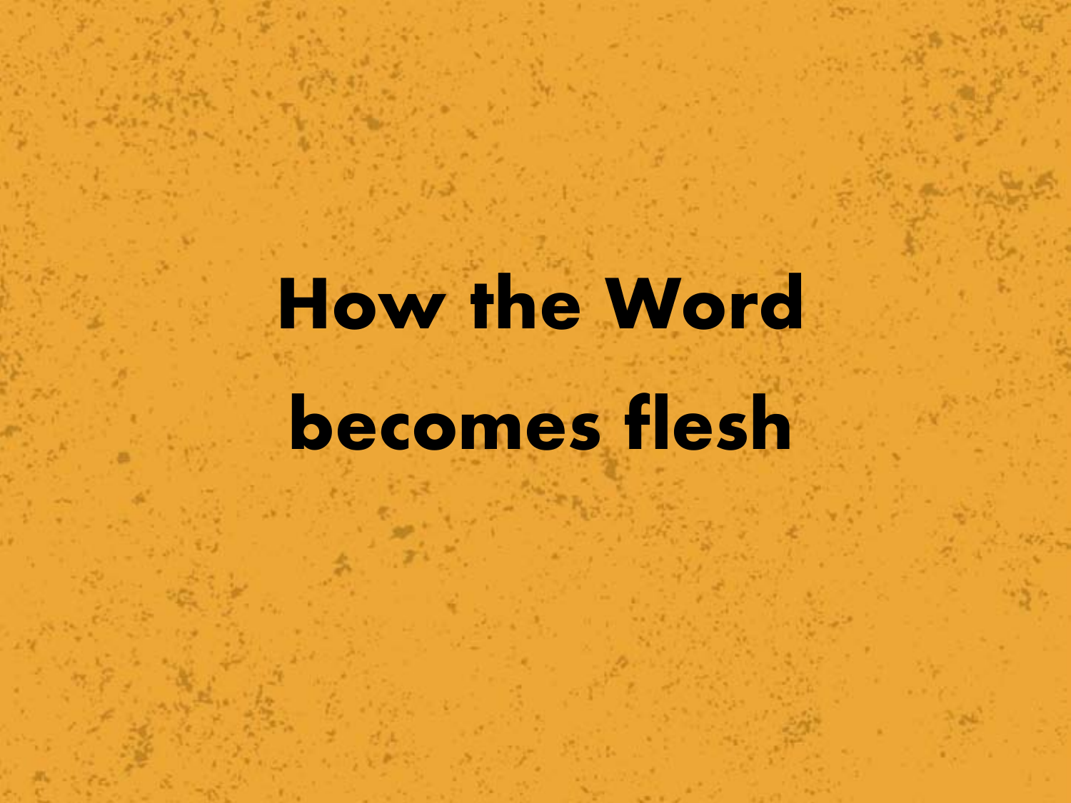# How the Word becomes flesh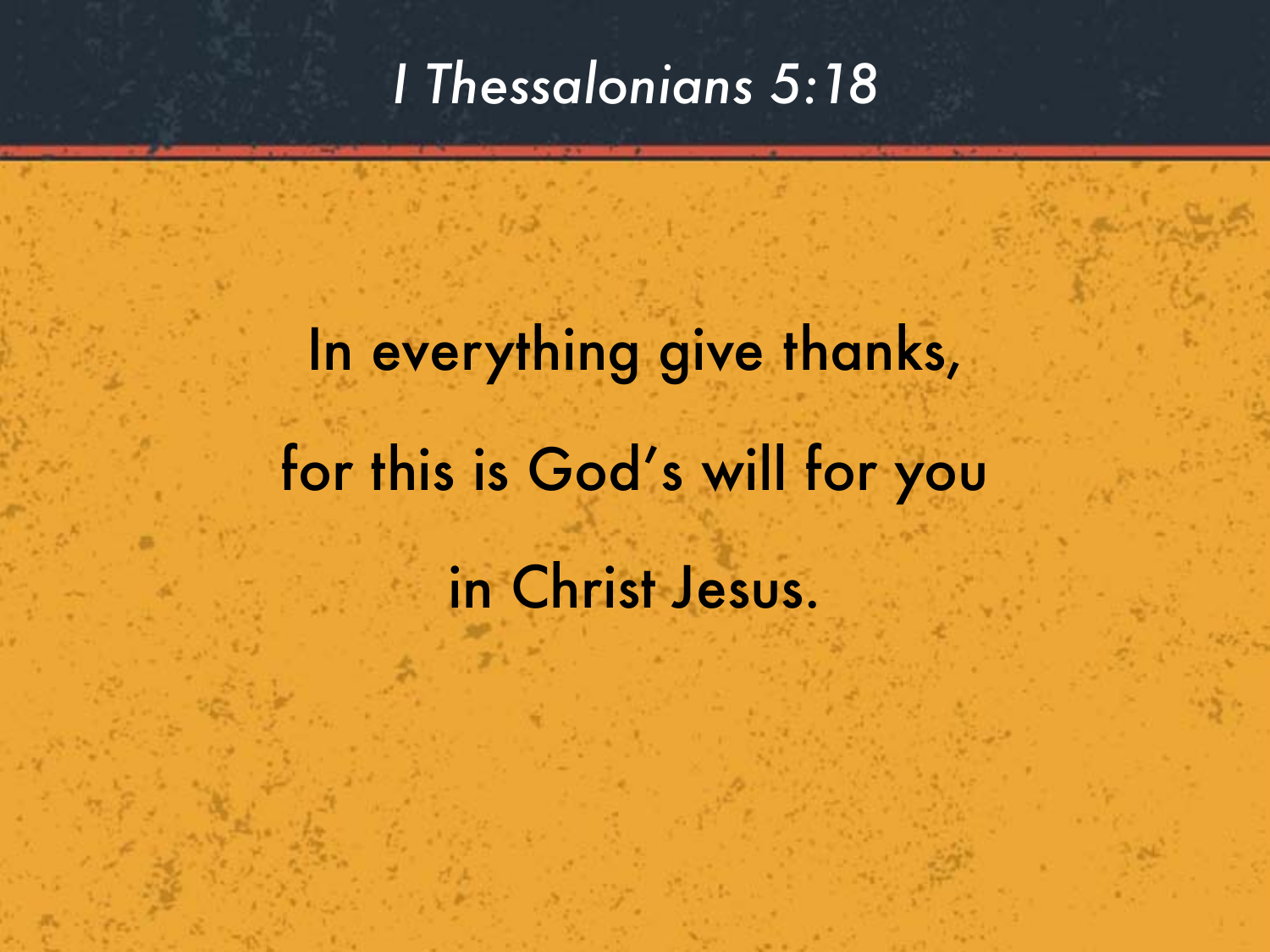# *I Thessalonians 5:18*

In everything give thanks,

for this is God's will for you

in Christ Jesus.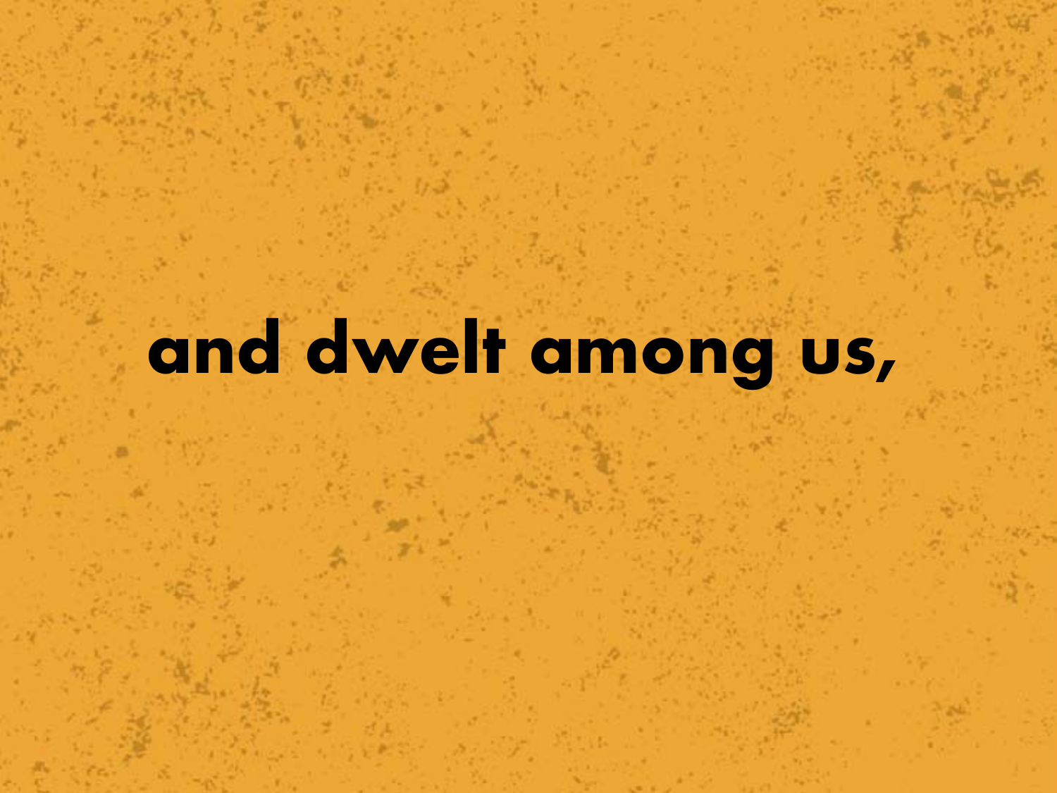**and dwelt among us,**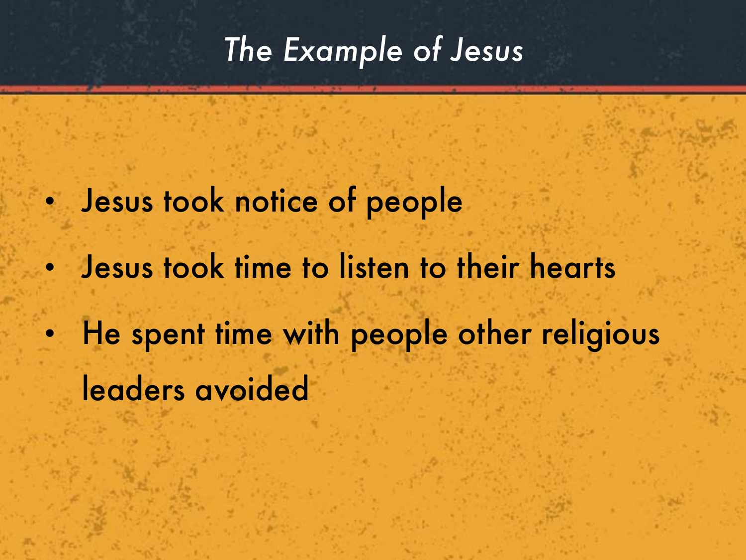# *The Example of Jesus*

- Jesus took notice of people
- Jesus took time to listen to their hearts
- He spent time with people other religious leaders avoided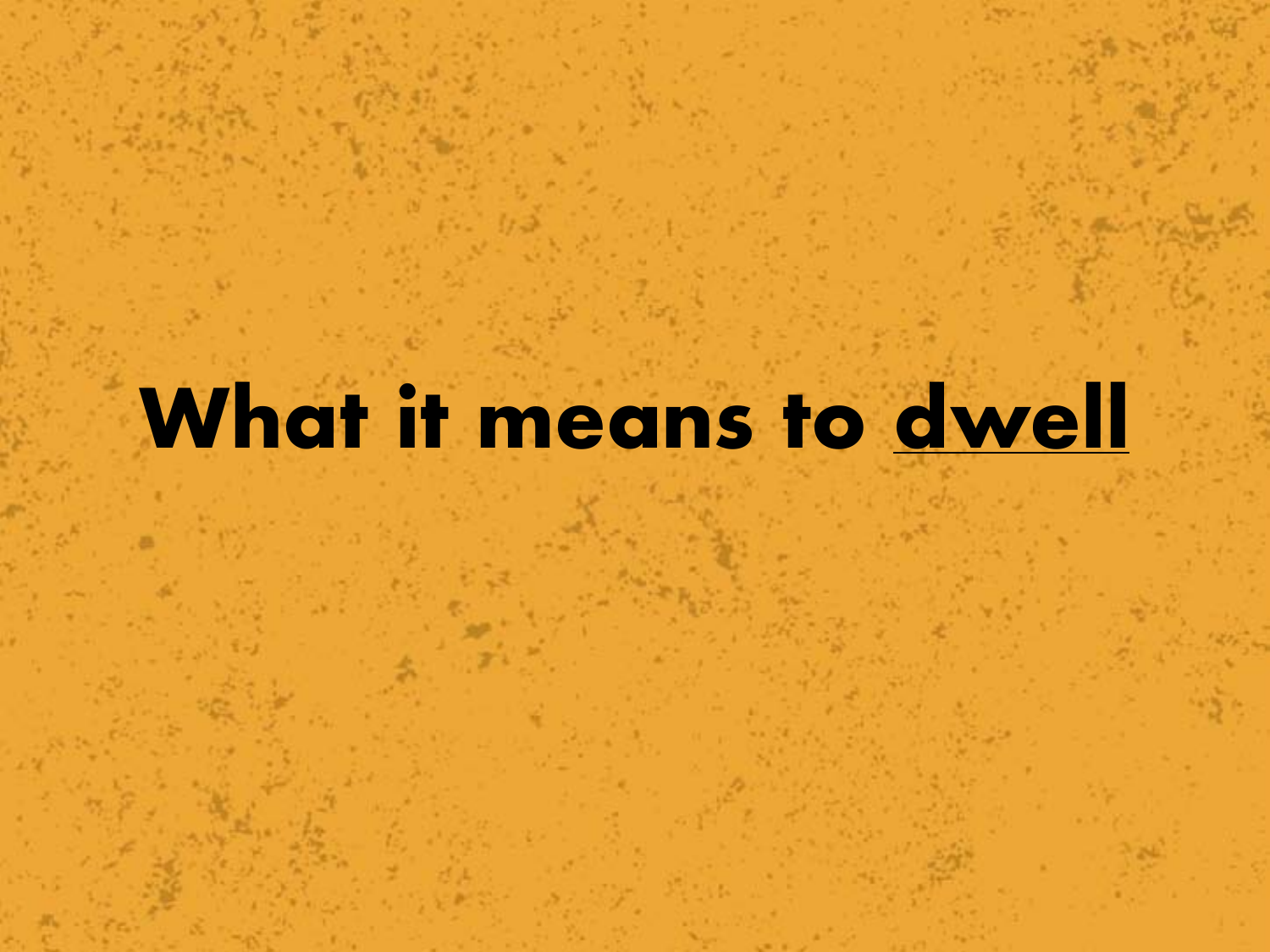# What it means to <u>dwell</u>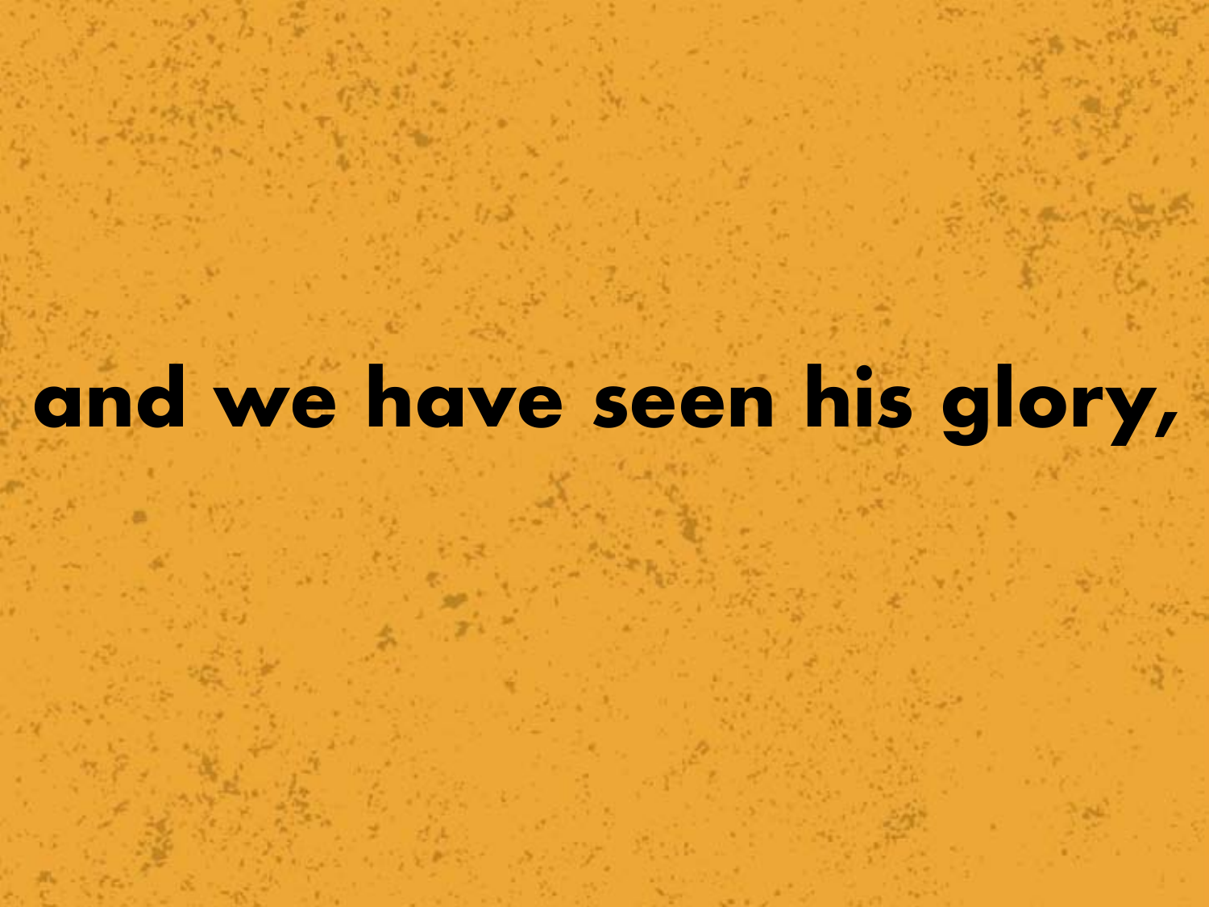**and we have seen his glory,**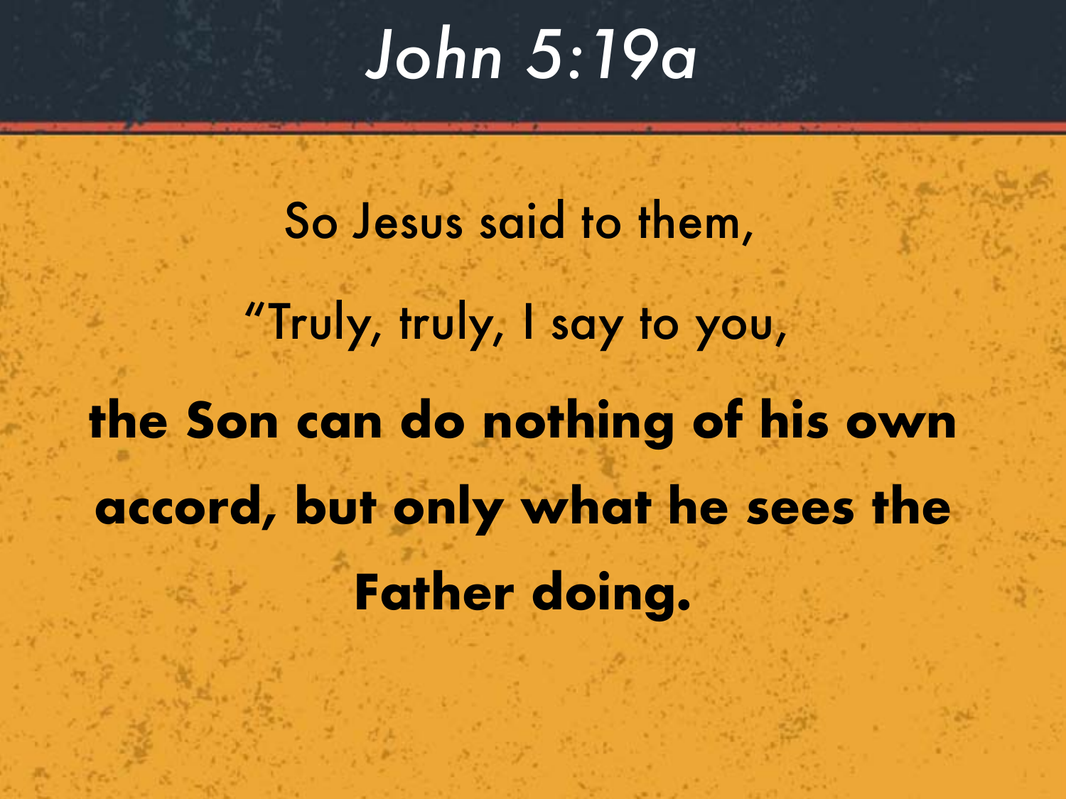# *John 5:19a*

So Jesus said to them,

"Truly, truly, I say to you,

**the Son can do nothing of his own accord, but only what he sees the Father doing.**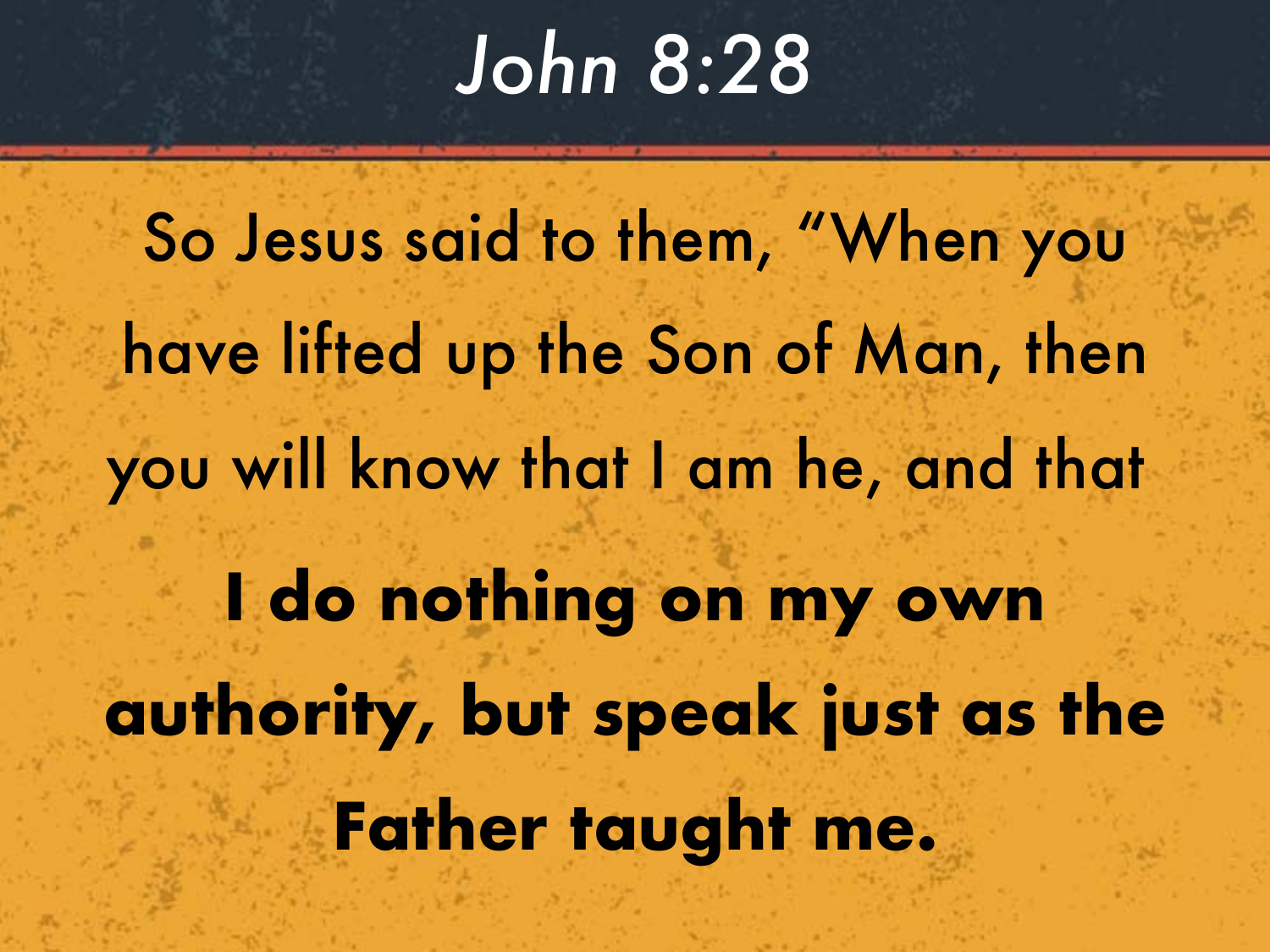# *John 8:28*

So Jesus said to them, "When you have lifted up the Son of Man, then you will know that I am he, and that **I do nothing on my own authority, but speak just as the Father taught me.**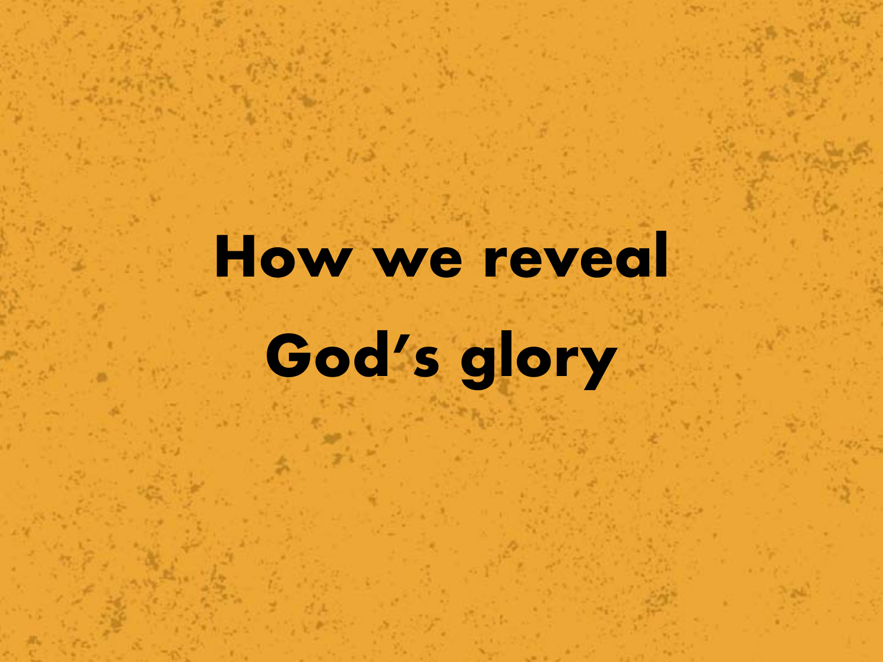# How we reveal God's glory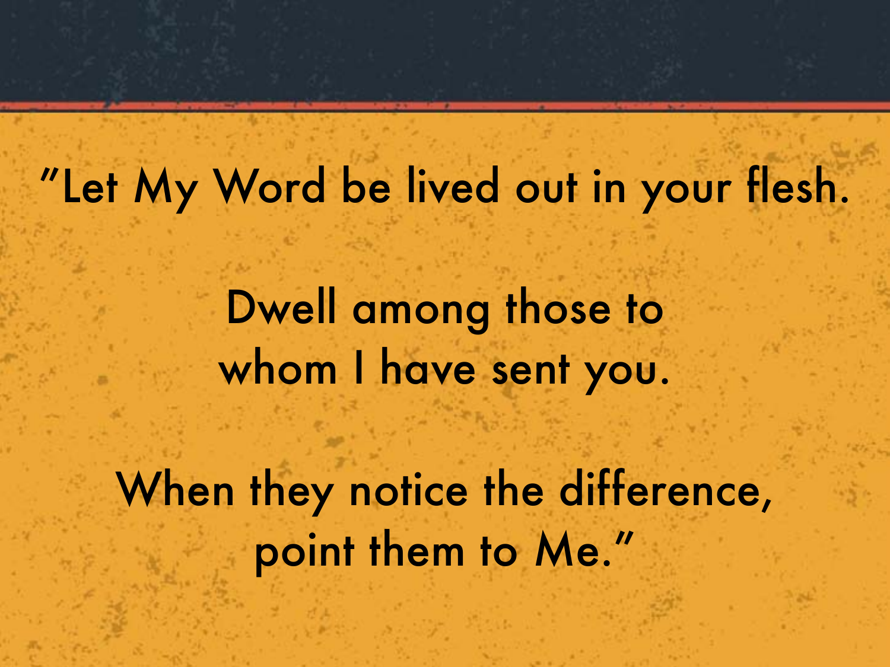"Let My Word be lived out in your flesh.

Dwell among those to whom I have sent you.

When they notice the difference, point them to Me."